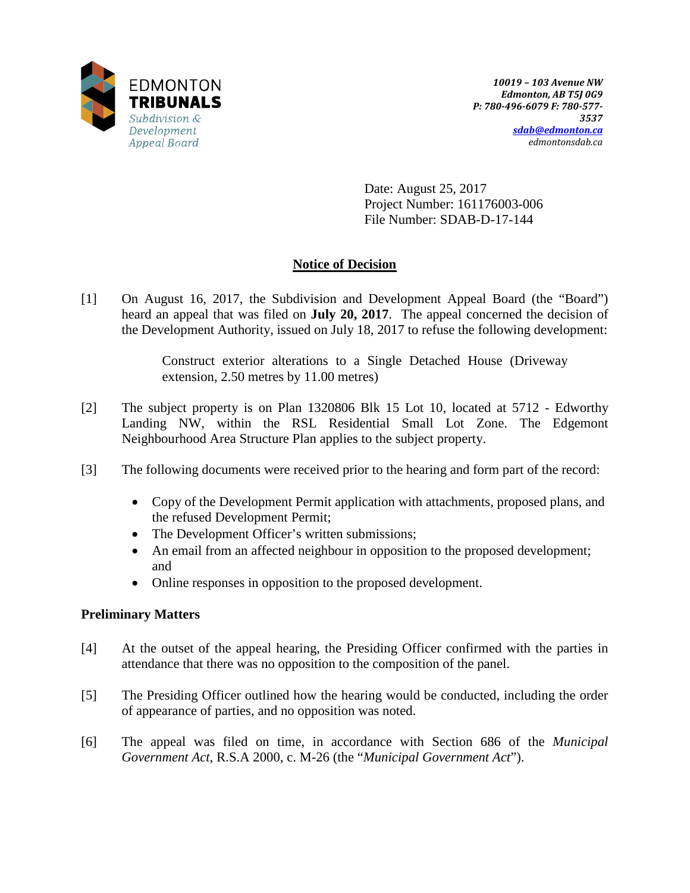EDMONTON **TRIBUNALS**
*Subdivision & Development Appeal Board*

*10019 – 103 Avenue NW*
*Edmonton, AB T5J 0G9*
*P: 780-496-6079 F: 780-577-3537*
*sdab@edmonton.ca*
*edmontonsdab.ca*

Date: August 25, 2017
Project Number: 161176003-006
File Number: SDAB-D-17-144

## Notice of Decision

[1] On August 16, 2017, the Subdivision and Development Appeal Board (the "Board") heard an appeal that was filed on **July 20, 2017**. The appeal concerned the decision of the Development Authority, issued on July 18, 2017 to refuse the following development:

> Construct exterior alterations to a Single Detached House (Driveway extension, 2.50 metres by 11.00 metres)

[2] The subject property is on Plan 1320806 Blk 15 Lot 10, located at 5712 - Edworthy Landing NW, within the RSL Residential Small Lot Zone. The Edgemont Neighbourhood Area Structure Plan applies to the subject property.

[3] The following documents were received prior to the hearing and form part of the record:

- Copy of the Development Permit application with attachments, proposed plans, and the refused Development Permit;
- The Development Officer's written submissions;
- An email from an affected neighbour in opposition to the proposed development; and
- Online responses in opposition to the proposed development.

### Preliminary Matters

[4] At the outset of the appeal hearing, the Presiding Officer confirmed with the parties in attendance that there was no opposition to the composition of the panel.

[5] The Presiding Officer outlined how the hearing would be conducted, including the order of appearance of parties, and no opposition was noted.

[6] The appeal was filed on time, in accordance with Section 686 of the *Municipal Government Act*, R.S.A 2000, c. M-26 (the "*Municipal Government Act*").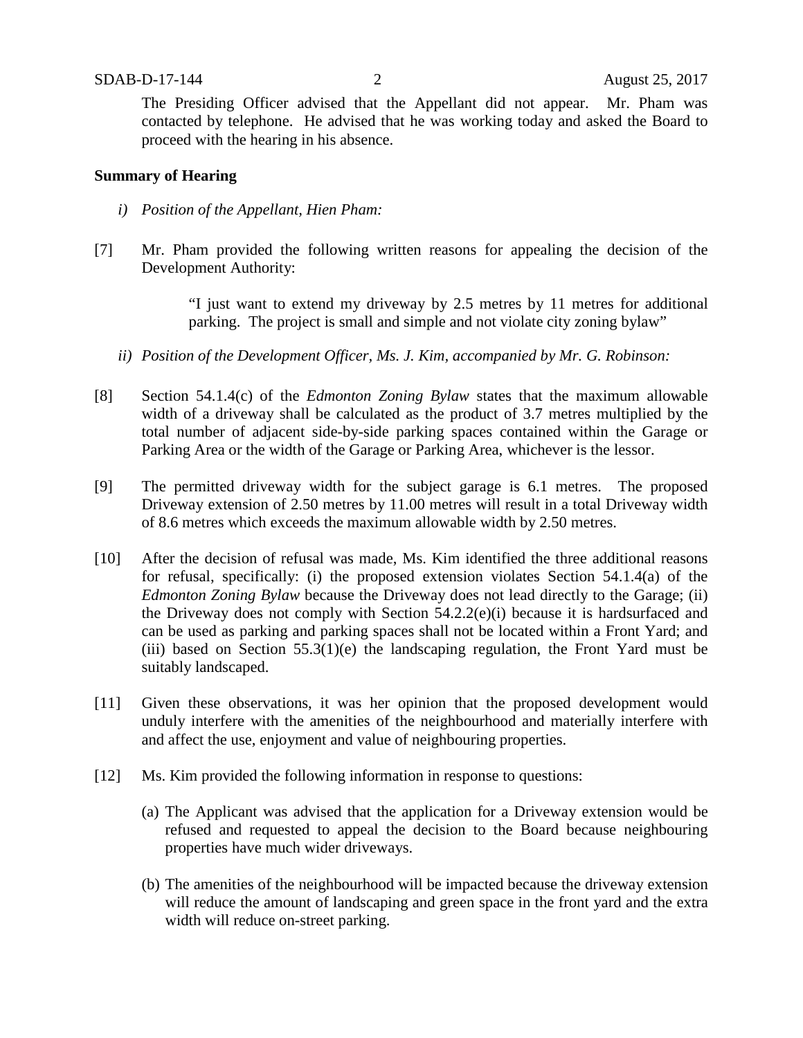The Presiding Officer advised that the Appellant did not appear. Mr. Pham was contacted by telephone. He advised that he was working today and asked the Board to proceed with the hearing in his absence.

**Summary of Hearing**

*i) Position of the Appellant, Hien Pham:*

[7] Mr. Pham provided the following written reasons for appealing the decision of the Development Authority:

> "I just want to extend my driveway by 2.5 metres by 11 metres for additional parking. The project is small and simple and not violate city zoning bylaw"

*ii) Position of the Development Officer, Ms. J. Kim, accompanied by Mr. G. Robinson:*

[8] Section 54.1.4(c) of the *Edmonton Zoning Bylaw* states that the maximum allowable width of a driveway shall be calculated as the product of 3.7 metres multiplied by the total number of adjacent side-by-side parking spaces contained within the Garage or Parking Area or the width of the Garage or Parking Area, whichever is the lessor.

[9] The permitted driveway width for the subject garage is 6.1 metres. The proposed Driveway extension of 2.50 metres by 11.00 metres will result in a total Driveway width of 8.6 metres which exceeds the maximum allowable width by 2.50 metres.

[10] After the decision of refusal was made, Ms. Kim identified the three additional reasons for refusal, specifically: (i) the proposed extension violates Section 54.1.4(a) of the *Edmonton Zoning Bylaw* because the Driveway does not lead directly to the Garage; (ii) the Driveway does not comply with Section 54.2.2(e)(i) because it is hardsurfaced and can be used as parking and parking spaces shall not be located within a Front Yard; and (iii) based on Section 55.3(1)(e) the landscaping regulation, the Front Yard must be suitably landscaped.

[11] Given these observations, it was her opinion that the proposed development would unduly interfere with the amenities of the neighbourhood and materially interfere with and affect the use, enjoyment and value of neighbouring properties.

[12] Ms. Kim provided the following information in response to questions:

(a) The Applicant was advised that the application for a Driveway extension would be refused and requested to appeal the decision to the Board because neighbouring properties have much wider driveways.

(b) The amenities of the neighbourhood will be impacted because the driveway extension will reduce the amount of landscaping and green space in the front yard and the extra width will reduce on-street parking.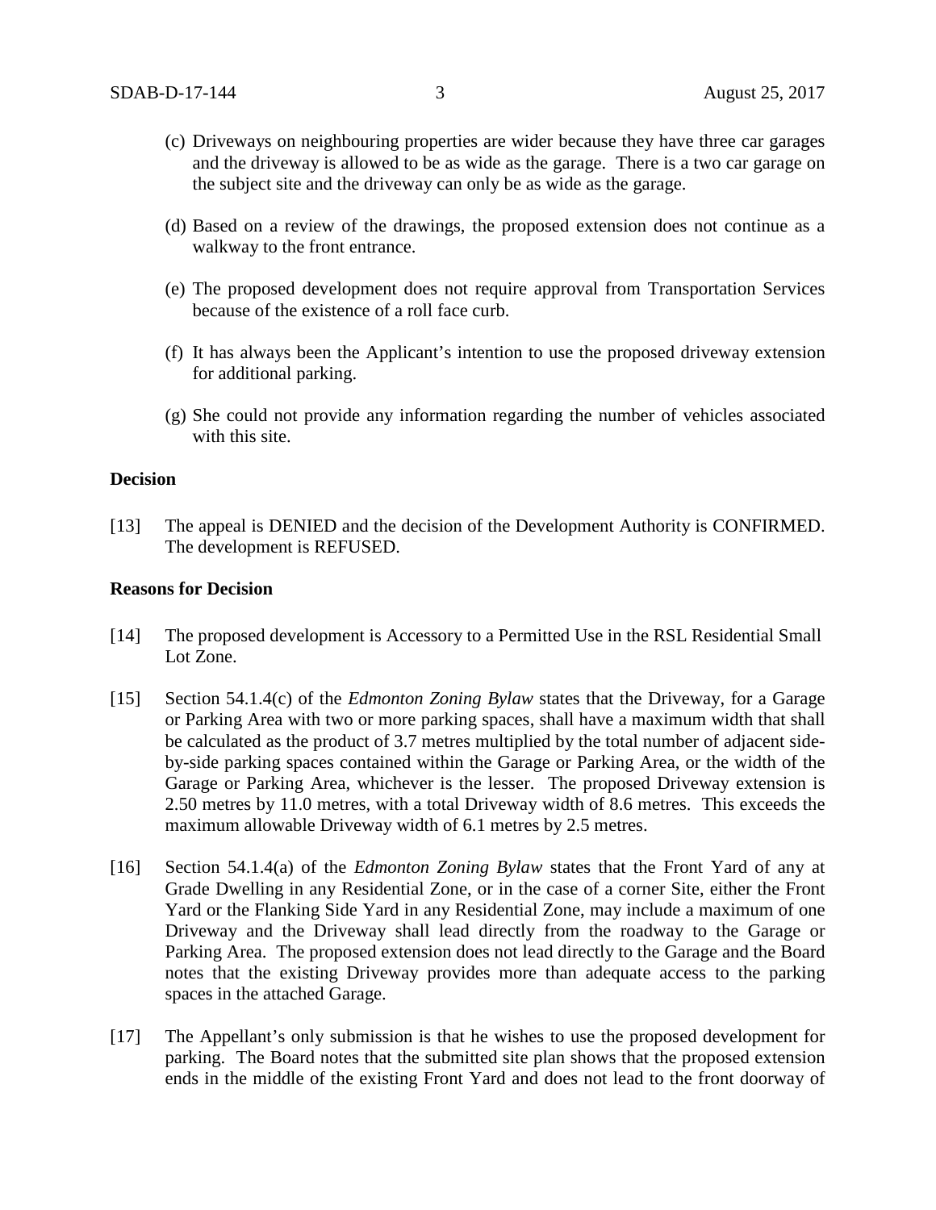(c) Driveways on neighbouring properties are wider because they have three car garages and the driveway is allowed to be as wide as the garage. There is a two car garage on the subject site and the driveway can only be as wide as the garage.

(d) Based on a review of the drawings, the proposed extension does not continue as a walkway to the front entrance.

(e) The proposed development does not require approval from Transportation Services because of the existence of a roll face curb.

(f) It has always been the Applicant's intention to use the proposed driveway extension for additional parking.

(g) She could not provide any information regarding the number of vehicles associated with this site.

**Decision**

[13] The appeal is DENIED and the decision of the Development Authority is CONFIRMED. The development is REFUSED.

**Reasons for Decision**

[14] The proposed development is Accessory to a Permitted Use in the RSL Residential Small Lot Zone.

[15] Section 54.1.4(c) of the *Edmonton Zoning Bylaw* states that the Driveway, for a Garage or Parking Area with two or more parking spaces, shall have a maximum width that shall be calculated as the product of 3.7 metres multiplied by the total number of adjacent side-by-side parking spaces contained within the Garage or Parking Area, or the width of the Garage or Parking Area, whichever is the lesser. The proposed Driveway extension is 2.50 metres by 11.0 metres, with a total Driveway width of 8.6 metres. This exceeds the maximum allowable Driveway width of 6.1 metres by 2.5 metres.

[16] Section 54.1.4(a) of the *Edmonton Zoning Bylaw* states that the Front Yard of any at Grade Dwelling in any Residential Zone, or in the case of a corner Site, either the Front Yard or the Flanking Side Yard in any Residential Zone, may include a maximum of one Driveway and the Driveway shall lead directly from the roadway to the Garage or Parking Area. The proposed extension does not lead directly to the Garage and the Board notes that the existing Driveway provides more than adequate access to the parking spaces in the attached Garage.

[17] The Appellant's only submission is that he wishes to use the proposed development for parking. The Board notes that the submitted site plan shows that the proposed extension ends in the middle of the existing Front Yard and does not lead to the front doorway of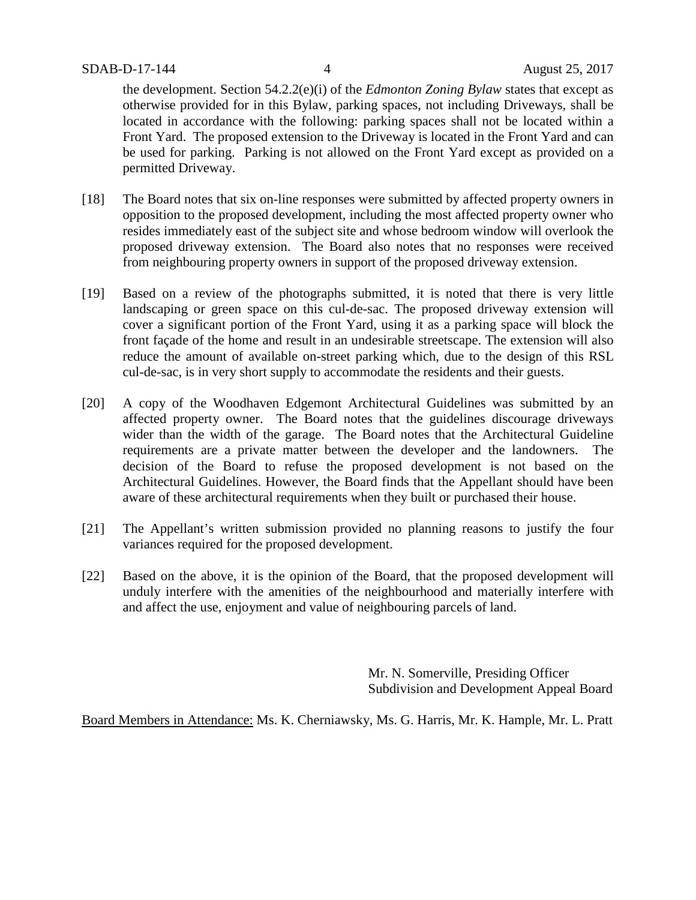the development. Section 54.2.2(e)(i) of the *Edmonton Zoning Bylaw* states that except as otherwise provided for in this Bylaw, parking spaces, not including Driveways, shall be located in accordance with the following: parking spaces shall not be located within a Front Yard. The proposed extension to the Driveway is located in the Front Yard and can be used for parking. Parking is not allowed on the Front Yard except as provided on a permitted Driveway.

[18] The Board notes that six on-line responses were submitted by affected property owners in opposition to the proposed development, including the most affected property owner who resides immediately east of the subject site and whose bedroom window will overlook the proposed driveway extension. The Board also notes that no responses were received from neighbouring property owners in support of the proposed driveway extension.

[19] Based on a review of the photographs submitted, it is noted that there is very little landscaping or green space on this cul-de-sac. The proposed driveway extension will cover a significant portion of the Front Yard, using it as a parking space will block the front façade of the home and result in an undesirable streetscape. The extension will also reduce the amount of available on-street parking which, due to the design of this RSL cul-de-sac, is in very short supply to accommodate the residents and their guests.

[20] A copy of the Woodhaven Edgemont Architectural Guidelines was submitted by an affected property owner. The Board notes that the guidelines discourage driveways wider than the width of the garage. The Board notes that the Architectural Guideline requirements are a private matter between the developer and the landowners. The decision of the Board to refuse the proposed development is not based on the Architectural Guidelines. However, the Board finds that the Appellant should have been aware of these architectural requirements when they built or purchased their house.

[21] The Appellant's written submission provided no planning reasons to justify the four variances required for the proposed development.

[22] Based on the above, it is the opinion of the Board, that the proposed development will unduly interfere with the amenities of the neighbourhood and materially interfere with and affect the use, enjoyment and value of neighbouring parcels of land.

Mr. N. Somerville, Presiding Officer
Subdivision and Development Appeal Board

Board Members in Attendance: Ms. K. Cherniawsky, Ms. G. Harris, Mr. K. Hample, Mr. L. Pratt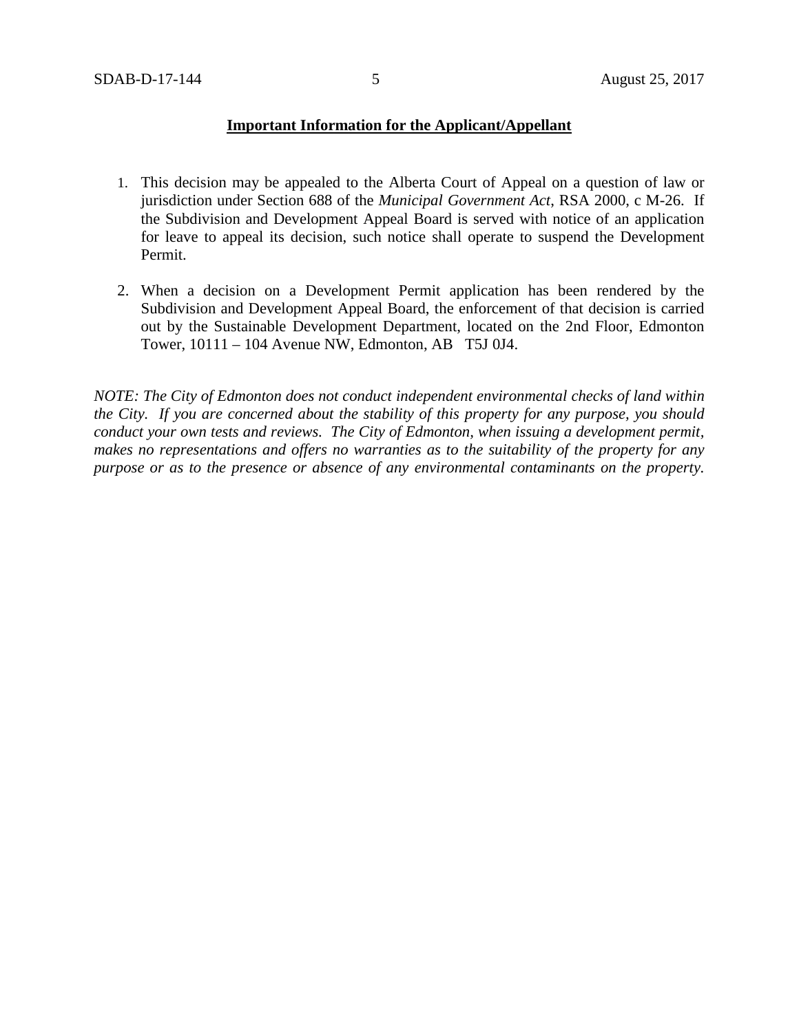**Important Information for the Applicant/Appellant**

1. This decision may be appealed to the Alberta Court of Appeal on a question of law or jurisdiction under Section 688 of the *Municipal Government Act*, RSA 2000, c M-26. If the Subdivision and Development Appeal Board is served with notice of an application for leave to appeal its decision, such notice shall operate to suspend the Development Permit.

2. When a decision on a Development Permit application has been rendered by the Subdivision and Development Appeal Board, the enforcement of that decision is carried out by the Sustainable Development Department, located on the 2nd Floor, Edmonton Tower, 10111 – 104 Avenue NW, Edmonton, AB T5J 0J4.

*NOTE: The City of Edmonton does not conduct independent environmental checks of land within the City. If you are concerned about the stability of this property for any purpose, you should conduct your own tests and reviews. The City of Edmonton, when issuing a development permit, makes no representations and offers no warranties as to the suitability of the property for any purpose or as to the presence or absence of any environmental contaminants on the property.*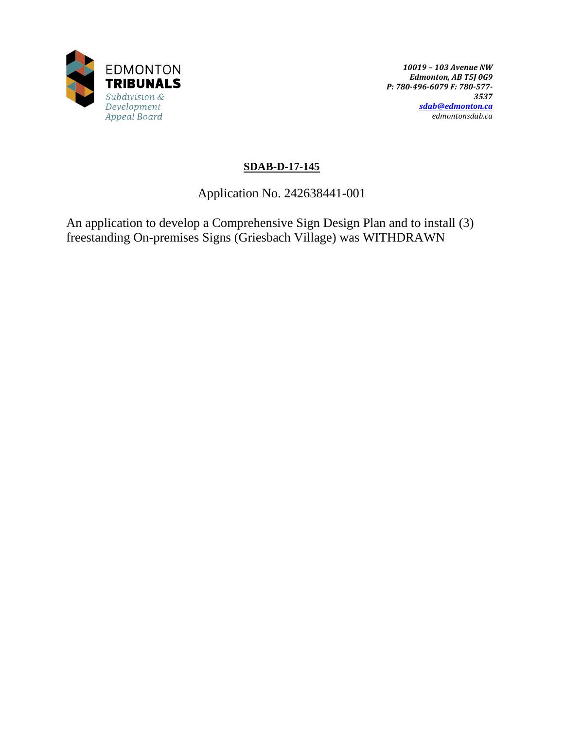EDMONTON
**TRIBUNALS**
*Subdivision & Development Appeal Board*

***10019 – 103 Avenue NW***
***Edmonton, AB T5J 0G9***
***P: 780-496-6079 F: 780-577-3537***
***sdab@edmonton.ca***
*edmontonsdab.ca*

**SDAB-D-17-145**

Application No. 242638441-001

An application to develop a Comprehensive Sign Design Plan and to install (3) freestanding On-premises Signs (Griesbach Village) was WITHDRAWN